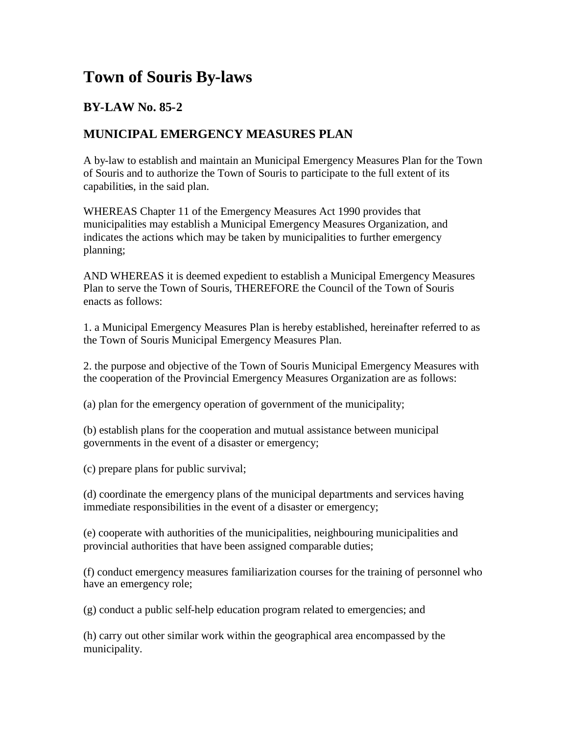# Town of Souris By-laws

## BY-LAW No. 85-2

## MUNICIPAL EMERGENCY MEASURES PLAN

A by-law to establish and maintain an Municipal Emergency Measures Plan for the Town of Souris and to authorize the Town of Souris to participate to the full extent of its capabilities, in the said plan.

WHEREAS Chapter 11 of the Emergency Measures Act 1990 provides that municipalities may establish a Municipal Emergency Measures Organization, and indicates the actions which may be taken by municipalities to further emergency planning;

AND WHEREAS it is deemed expedient to establish a Municipal Emergency Measures Plan to serve the Town of Souris, THEREFORE the Council of the Town of Souris enacts as follows:

1. a Municipal Emergency Measures Plan is hereby established, hereinafter referred to as the Town of Souris Municipal Emergency Measures Plan.

2. the purpose and objective of the Town of Souris Municipal Emergency Measures with the cooperation of the Provincial Emergency Measures Organization are as follows:

(a) plan for the emergency operation of government of the municipality;

(b) establish plans for the cooperation and mutual assistance between municipal governments in the event of a disaster or emergency;

(c) prepare plans for public survival;

(d) coordinate the emergency plans of the municipal departments and services having immediate responsibilities in the event of a disaster or emergency;

(e) cooperate with authorities of the municipalities, neighbouring municipalities and provincial authorities that have been assigned comparable duties;

(f) conduct emergency measures familiarization courses for the training of personnel who have an emergency role;

(g) conduct a public self-help education program related to emergencies; and

(h) carry out other similar work within the geographical area encompassed by the municipality.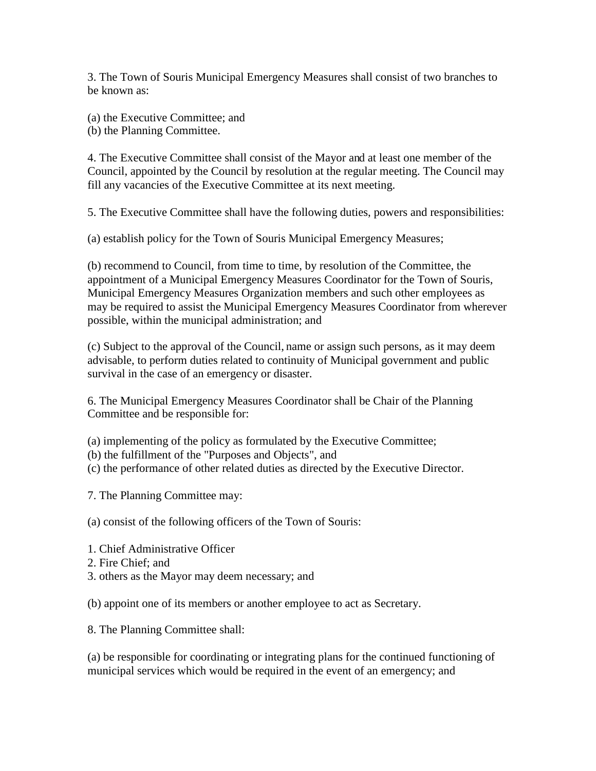3. The Town of Souris Municipal Emergency Measures shall consist of two branches to be known as:

(a) the Executive Committee; and
(b) the Planning Committee.

4. The Executive Committee shall consist of the Mayor and at least one member of the Council, appointed by the Council by resolution at the regular meeting. The Council may fill any vacancies of the Executive Committee at its next meeting.

5. The Executive Committee shall have the following duties, powers and responsibilities:

(a) establish policy for the Town of Souris Municipal Emergency Measures;

(b) recommend to Council, from time to time, by resolution of the Committee, the appointment of a Municipal Emergency Measures Coordinator for the Town of Souris, Municipal Emergency Measures Organization members and such other employees as may be required to assist the Municipal Emergency Measures Coordinator from wherever possible, within the municipal administration; and

(c) Subject to the approval of the Council, name or assign such persons, as it may deem advisable, to perform duties related to continuity of Municipal government and public survival in the case of an emergency or disaster.

6. The Municipal Emergency Measures Coordinator shall be Chair of the Planning Committee and be responsible for:

(a) implementing of the policy as formulated by the Executive Committee;
(b) the fulfillment of the "Purposes and Objects", and
(c) the performance of other related duties as directed by the Executive Director.

7. The Planning Committee may:

(a) consist of the following officers of the Town of Souris:

1. Chief Administrative Officer
2. Fire Chief; and
3. others as the Mayor may deem necessary; and

(b) appoint one of its members or another employee to act as Secretary.

8. The Planning Committee shall:

(a) be responsible for coordinating or integrating plans for the continued functioning of municipal services which would be required in the event of an emergency; and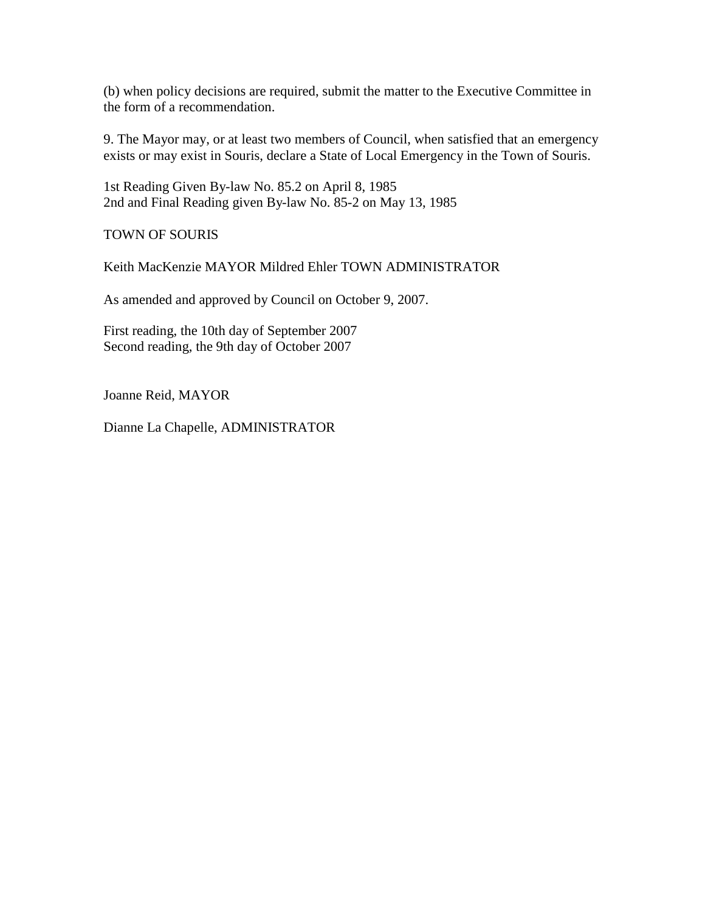(b) when policy decisions are required, submit the matter to the Executive Committee in the form of a recommendation.

9. The Mayor may, or at least two members of Council, when satisfied that an emergency exists or may exist in Souris, declare a State of Local Emergency in the Town of Souris.

1st Reading Given By-law No. 85.2 on April 8, 1985
2nd and Final Reading given By-law No. 85-2 on May 13, 1985

TOWN OF SOURIS

Keith MacKenzie MAYOR Mildred Ehler TOWN ADMINISTRATOR

As amended and approved by Council on October 9, 2007.

First reading, the 10th day of September 2007
Second reading, the 9th day of October 2007

Joanne Reid, MAYOR

Dianne La Chapelle, ADMINISTRATOR